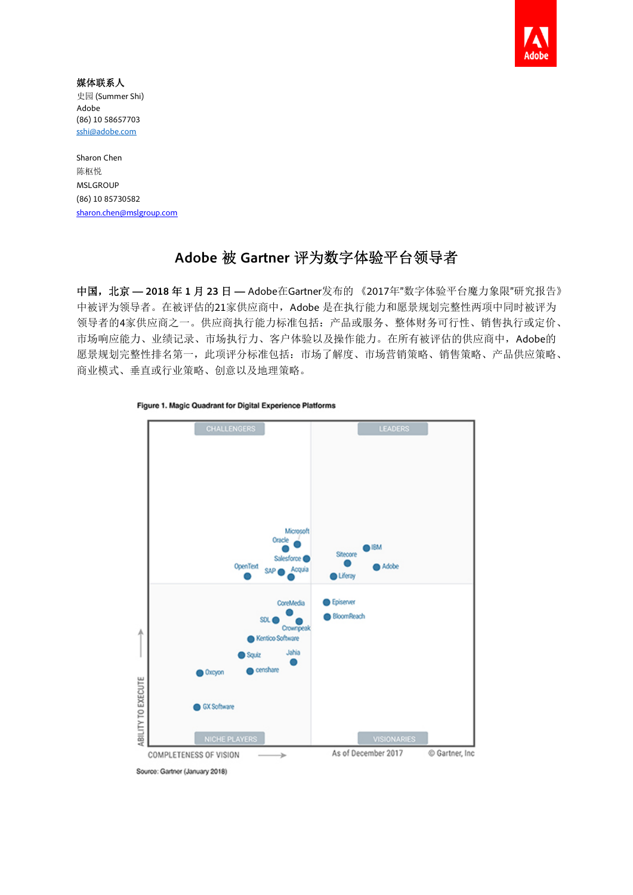**媒体联系人**
史园 (Summer Shi)
Adobe
(86) 10 58657703
sshi@adobe.com

Sharon Chen
陈枢悦
MSLGROUP
(86) 10 85730582
sharon.chen@mslgroup.com

# Adobe 被 Gartner 评为数字体验平台领导者

**中国，北京 — 2018 年 1 月 23 日 —** Adobe在Gartner发布的《2017年"数字体验平台魔力象限"研究报告》中被评为领导者。在被评估的21家供应商中，Adobe 是在执行能力和愿景规划完整性两项中同时被评为领导者的4家供应商之一。供应商执行能力标准包括：产品或服务、整体财务可行性、销售执行或定价、市场响应能力、业绩记录、市场执行力、客户体验以及操作能力。在所有被评估的供应商中，Adobe的愿景规划完整性排名第一，此项评分标准包括：市场了解度、市场营销策略、销售策略、产品供应策略、商业模式、垂直或行业策略、创意以及地理策略。

**Figure 1. Magic Quadrant for Digital Experience Platforms**

Source: Gartner (January 2018)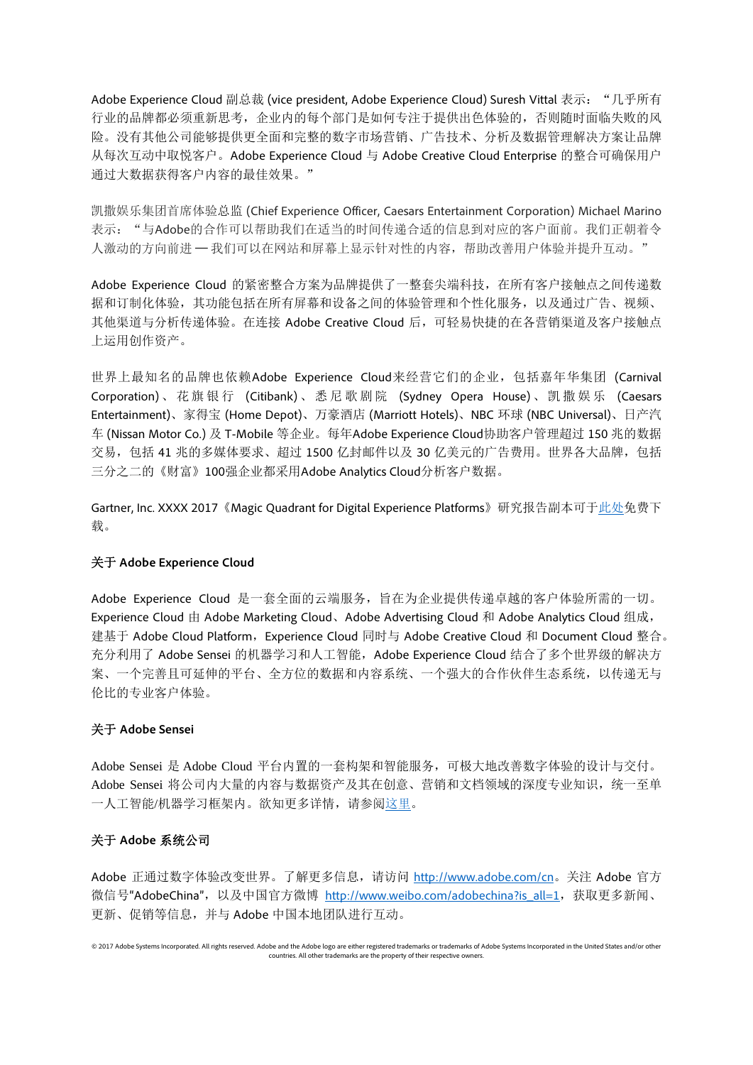Adobe Experience Cloud 副总裁 (vice president, Adobe Experience Cloud) Suresh Vittal 表示："几乎所有行业的品牌都必须重新思考，企业内的每个部门是如何专注于提供出色体验的，否则随时面临失败的风险。没有其他公司能够提供更全面和完整的数字市场营销、广告技术、分析及数据管理解决方案让品牌从每次互动中取悦客户。Adobe Experience Cloud 与 Adobe Creative Cloud Enterprise 的整合可确保用户通过大数据获得客户内容的最佳效果。"

凯撒娱乐集团首席体验总监 (Chief Experience Officer, Caesars Entertainment Corporation) Michael Marino 表示："与Adobe的合作可以帮助我们在适当的时间传递合适的信息到对应的客户面前。我们正朝着令人激动的方向前进 — 我们可以在网站和屏幕上显示针对性的内容，帮助改善用户体验并提升互动。"

Adobe Experience Cloud 的紧密整合方案为品牌提供了一整套尖端科技，在所有客户接触点之间传递数据和订制化体验，其功能包括在所有屏幕和设备之间的体验管理和个性化服务，以及通过广告、视频、其他渠道与分析传递体验。在连接 Adobe Creative Cloud 后，可轻易快捷的在各营销渠道及客户接触点上运用创作资产。

世界上最知名的品牌也依赖Adobe Experience Cloud来经营它们的企业，包括嘉年华集团 (Carnival Corporation)、花旗银行 (Citibank)、悉尼歌剧院 (Sydney Opera House)、凯撒娱乐 (Caesars Entertainment)、家得宝 (Home Depot)、万豪酒店 (Marriott Hotels)、NBC 环球 (NBC Universal)、日产汽车 (Nissan Motor Co.) 及 T-Mobile 等企业。每年Adobe Experience Cloud协助客户管理超过 150 兆的数据交易，包括 41 兆的多媒体要求、超过 1500 亿封邮件以及 30 亿美元的广告费用。世界各大品牌，包括三分之二的《财富》100强企业都采用Adobe Analytics Cloud分析客户数据。

Gartner, Inc. XXXX 2017《Magic Quadrant for Digital Experience Platforms》研究报告副本可于此处免费下载。

**关于 Adobe Experience Cloud**

Adobe Experience Cloud 是一套全面的云端服务，旨在为企业提供传递卓越的客户体验所需的一切。Experience Cloud 由 Adobe Marketing Cloud、Adobe Advertising Cloud 和 Adobe Analytics Cloud 组成，建基于 Adobe Cloud Platform，Experience Cloud 同时与 Adobe Creative Cloud 和 Document Cloud 整合。充分利用了 Adobe Sensei 的机器学习和人工智能，Adobe Experience Cloud 结合了多个世界级的解决方案、一个完善且可延伸的平台、全方位的数据和内容系统、一个强大的合作伙伴生态系统，以传递无与伦比的专业客户体验。

**关于 Adobe Sensei**

Adobe Sensei 是 Adobe Cloud 平台内置的一套构架和智能服务，可极大地改善数字体验的设计与交付。Adobe Sensei 将公司内大量的内容与数据资产及其在创意、营销和文档领域的深度专业知识，统一至单一人工智能/机器学习框架内。欲知更多详情，请参阅这里。

**关于 Adobe 系统公司**

Adobe 正通过数字体验改变世界。了解更多信息，请访问 http://www.adobe.com/cn。关注 Adobe 官方微信号"AdobeChina"，以及中国官方微博 http://www.weibo.com/adobechina?is_all=1，获取更多新闻、更新、促销等信息，并与 Adobe 中国本地团队进行互动。

© 2017 Adobe Systems Incorporated. All rights reserved. Adobe and the Adobe logo are either registered trademarks or trademarks of Adobe Systems Incorporated in the United States and/or other countries. All other trademarks are the property of their respective owners.